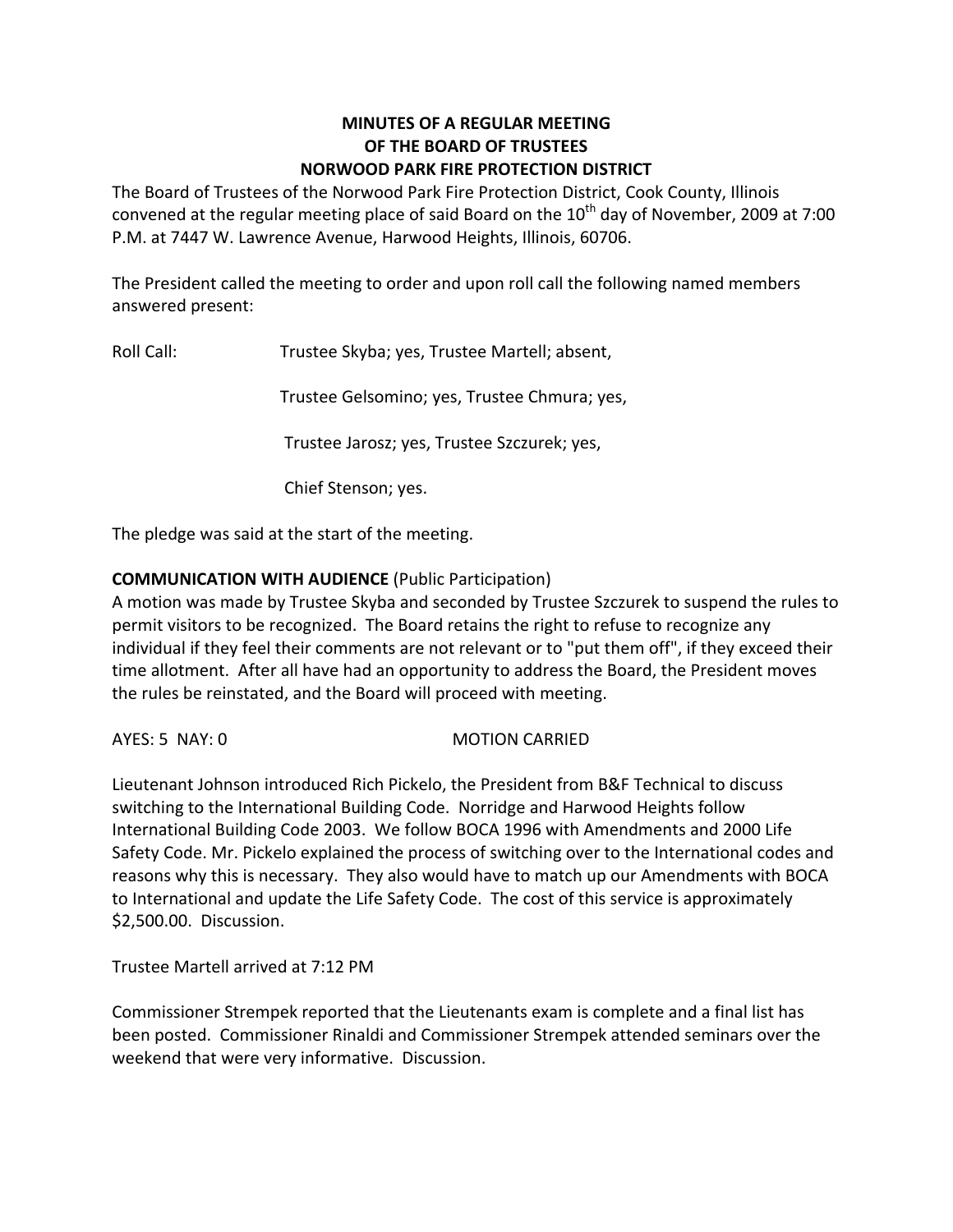# MINUTES OF A REGULAR MEETING
# OF THE BOARD OF TRUSTEES
# NORWOOD PARK FIRE PROTECTION DISTRICT

The Board of Trustees of the Norwood Park Fire Protection District, Cook County, Illinois convened at the regular meeting place of said Board on the 10th day of November, 2009 at 7:00 P.M. at 7447 W. Lawrence Avenue, Harwood Heights, Illinois, 60706.

The President called the meeting to order and upon roll call the following named members answered present:

Roll Call: Trustee Skyba; yes, Trustee Martell; absent,

Trustee Gelsomino; yes, Trustee Chmura; yes,

Trustee Jarosz; yes, Trustee Szczurek; yes,

Chief Stenson; yes.

The pledge was said at the start of the meeting.

**COMMUNICATION WITH AUDIENCE** (Public Participation)

A motion was made by Trustee Skyba and seconded by Trustee Szczurek to suspend the rules to permit visitors to be recognized. The Board retains the right to refuse to recognize any individual if they feel their comments are not relevant or to "put them off", if they exceed their time allotment. After all have had an opportunity to address the Board, the President moves the rules be reinstated, and the Board will proceed with meeting.

AYES: 5 NAY: 0 MOTION CARRIED

Lieutenant Johnson introduced Rich Pickelo, the President from B&F Technical to discuss switching to the International Building Code. Norridge and Harwood Heights follow International Building Code 2003. We follow BOCA 1996 with Amendments and 2000 Life Safety Code. Mr. Pickelo explained the process of switching over to the International codes and reasons why this is necessary. They also would have to match up our Amendments with BOCA to International and update the Life Safety Code. The cost of this service is approximately $2,500.00. Discussion.

Trustee Martell arrived at 7:12 PM

Commissioner Strempek reported that the Lieutenants exam is complete and a final list has been posted. Commissioner Rinaldi and Commissioner Strempek attended seminars over the weekend that were very informative. Discussion.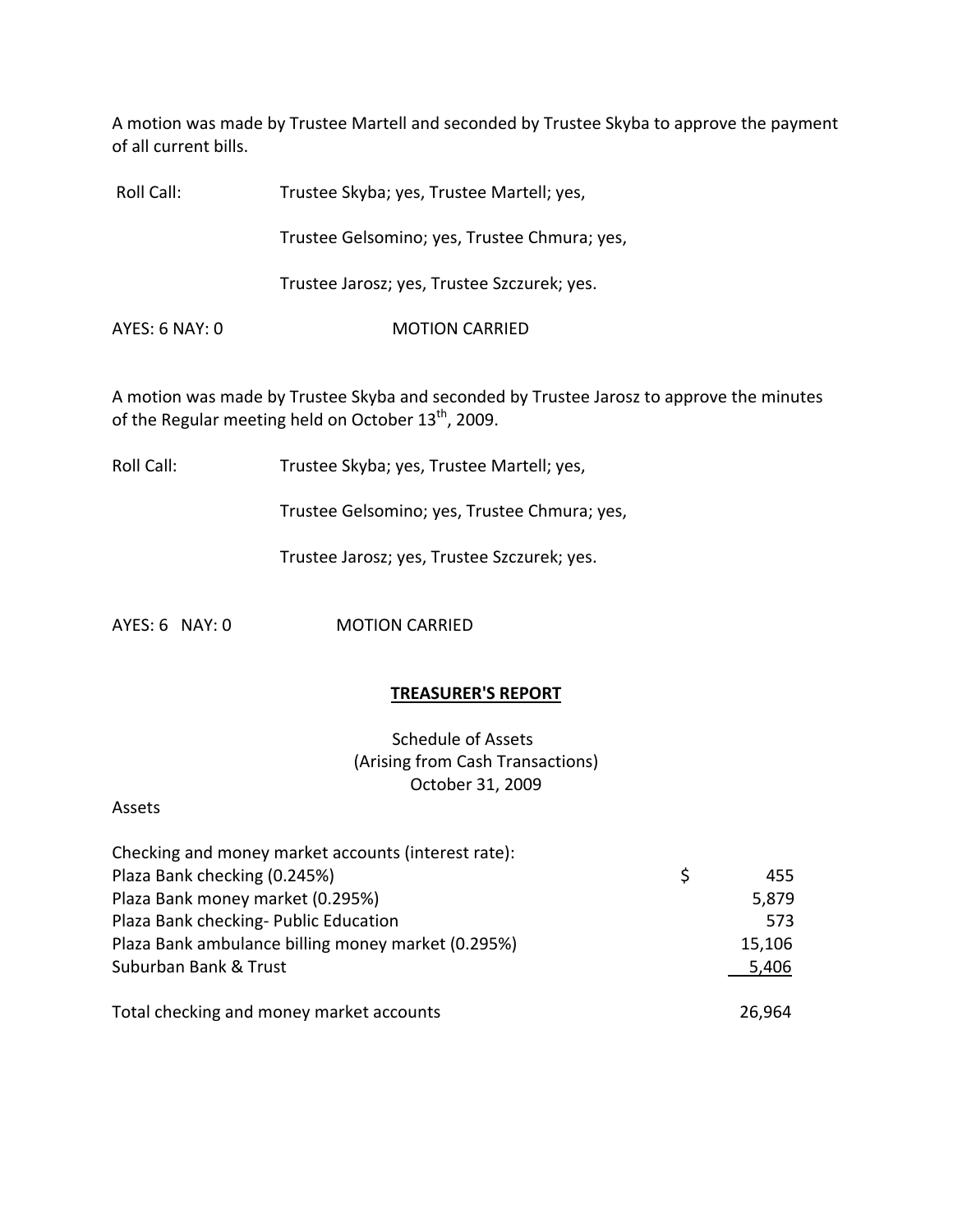A motion was made by Trustee Martell and seconded by Trustee Skyba to approve the payment of all current bills.

Roll Call: Trustee Skyba; yes, Trustee Martell; yes,

Trustee Gelsomino; yes, Trustee Chmura; yes,

Trustee Jarosz; yes, Trustee Szczurek; yes.

AYES: 6 NAY: 0 MOTION CARRIED

A motion was made by Trustee Skyba and seconded by Trustee Jarosz to approve the minutes of the Regular meeting held on October 13th, 2009.

Roll Call: Trustee Skyba; yes, Trustee Martell; yes,

Trustee Gelsomino; yes, Trustee Chmura; yes,

Trustee Jarosz; yes, Trustee Szczurek; yes.

AYES: 6 NAY: 0 MOTION CARRIED

## TREASURER'S REPORT

Schedule of Assets
(Arising from Cash Transactions)
October 31, 2009

Assets

| Checking and money market accounts (interest rate): | | |
|---|---|---|
| Plaza Bank checking (0.245%) | $ | 455 |
| Plaza Bank money market (0.295%) | | 5,879 |
| Plaza Bank checking- Public Education | | 573 |
| Plaza Bank ambulance billing money market (0.295%) | | 15,106 |
| Suburban Bank & Trust | | 5,406 |
| Total checking and money market accounts | | 26,964 |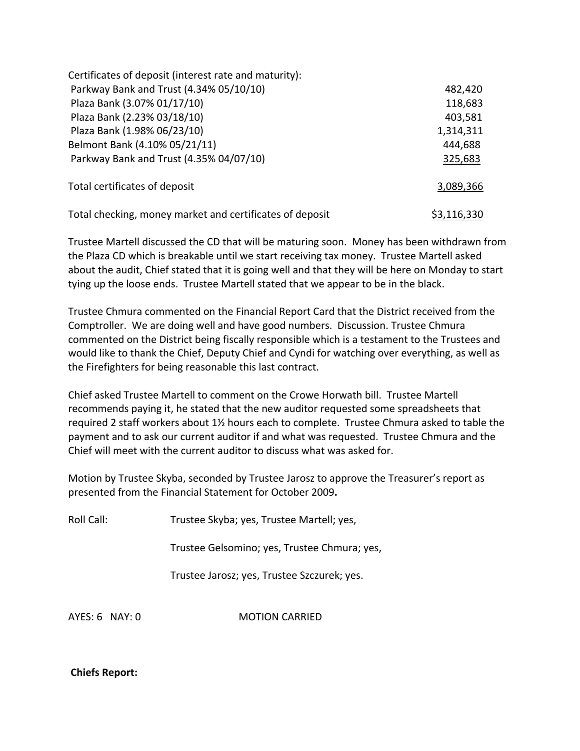| Certificates of deposit (interest rate and maturity): | |
|---|---|
| Parkway Bank and Trust (4.34% 05/10/10) | 482,420 |
| Plaza Bank (3.07% 01/17/10) | 118,683 |
| Plaza Bank (2.23% 03/18/10) | 403,581 |
| Plaza Bank (1.98% 06/23/10) | 1,314,311 |
| Belmont Bank (4.10% 05/21/11) | 444,688 |
| Parkway Bank and Trust (4.35% 04/07/10) | 325,683 |
| Total certificates of deposit | 3,089,366 |
| Total checking, money market and certificates of deposit | $3,116,330 |

Trustee Martell discussed the CD that will be maturing soon. Money has been withdrawn from the Plaza CD which is breakable until we start receiving tax money. Trustee Martell asked about the audit, Chief stated that it is going well and that they will be here on Monday to start tying up the loose ends. Trustee Martell stated that we appear to be in the black.

Trustee Chmura commented on the Financial Report Card that the District received from the Comptroller. We are doing well and have good numbers. Discussion. Trustee Chmura commented on the District being fiscally responsible which is a testament to the Trustees and would like to thank the Chief, Deputy Chief and Cyndi for watching over everything, as well as the Firefighters for being reasonable this last contract.

Chief asked Trustee Martell to comment on the Crowe Horwath bill. Trustee Martell recommends paying it, he stated that the new auditor requested some spreadsheets that required 2 staff workers about 1½ hours each to complete. Trustee Chmura asked to table the payment and to ask our current auditor if and what was requested. Trustee Chmura and the Chief will meet with the current auditor to discuss what was asked for.

Motion by Trustee Skyba, seconded by Trustee Jarosz to approve the Treasurer's report as presented from the Financial Statement for October 2009**.**

Roll Call: Trustee Skyba; yes, Trustee Martell; yes,

Trustee Gelsomino; yes, Trustee Chmura; yes,

Trustee Jarosz; yes, Trustee Szczurek; yes.

AYES: 6 NAY: 0 MOTION CARRIED

**Chiefs Report:**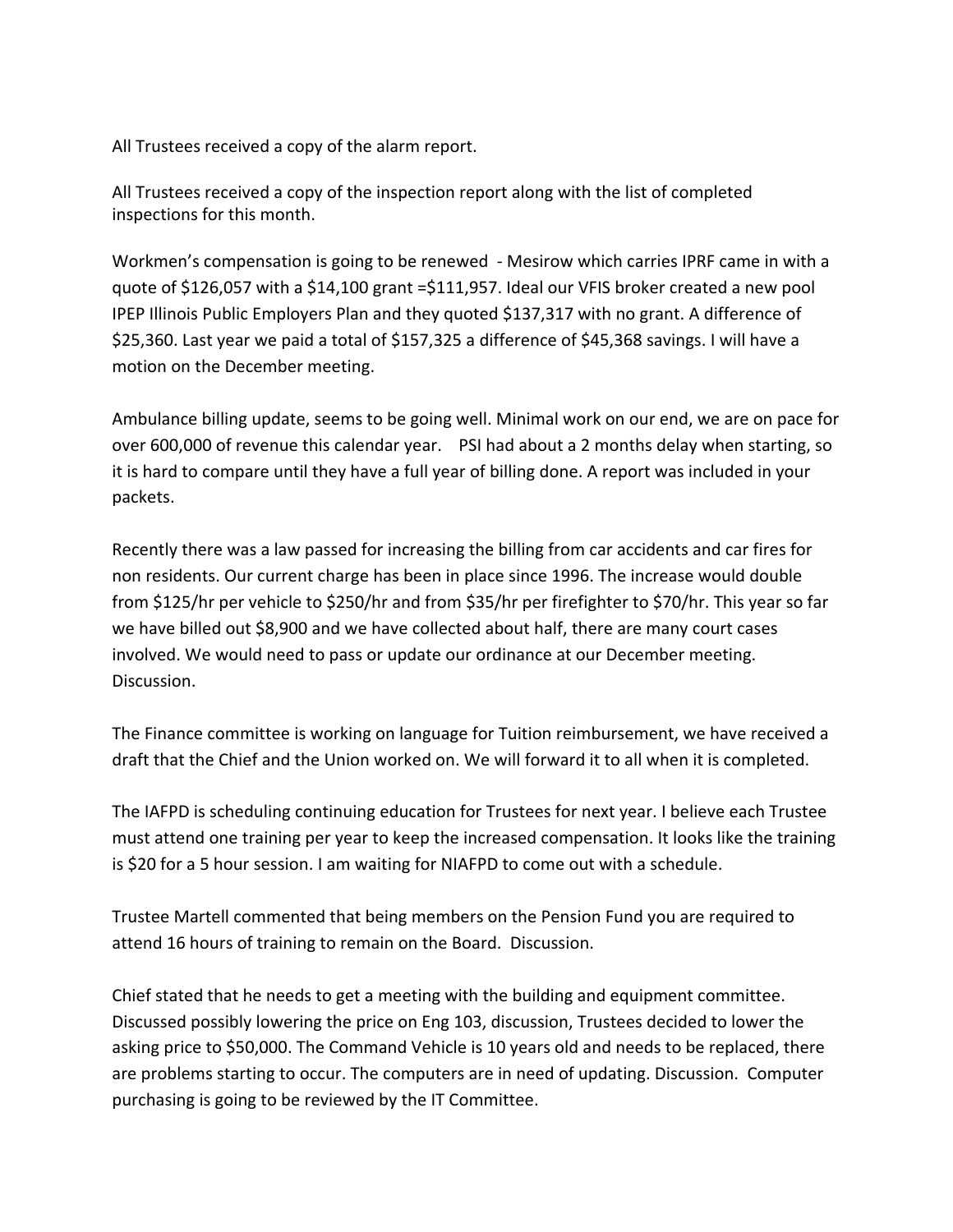All Trustees received a copy of the alarm report.

All Trustees received a copy of the inspection report along with the list of completed inspections for this month.

Workmen's compensation is going to be renewed - Mesirow which carries IPRF came in with a quote of $126,057 with a $14,100 grant =$111,957. Ideal our VFIS broker created a new pool IPEP Illinois Public Employers Plan and they quoted $137,317 with no grant. A difference of $25,360. Last year we paid a total of $157,325 a difference of $45,368 savings. I will have a motion on the December meeting.

Ambulance billing update, seems to be going well. Minimal work on our end, we are on pace for over 600,000 of revenue this calendar year. PSI had about a 2 months delay when starting, so it is hard to compare until they have a full year of billing done. A report was included in your packets.

Recently there was a law passed for increasing the billing from car accidents and car fires for non residents. Our current charge has been in place since 1996. The increase would double from $125/hr per vehicle to $250/hr and from $35/hr per firefighter to $70/hr. This year so far we have billed out $8,900 and we have collected about half, there are many court cases involved. We would need to pass or update our ordinance at our December meeting. Discussion.

The Finance committee is working on language for Tuition reimbursement, we have received a draft that the Chief and the Union worked on. We will forward it to all when it is completed.

The IAFPD is scheduling continuing education for Trustees for next year. I believe each Trustee must attend one training per year to keep the increased compensation. It looks like the training is $20 for a 5 hour session. I am waiting for NIAFPD to come out with a schedule.

Trustee Martell commented that being members on the Pension Fund you are required to attend 16 hours of training to remain on the Board. Discussion.

Chief stated that he needs to get a meeting with the building and equipment committee. Discussed possibly lowering the price on Eng 103, discussion, Trustees decided to lower the asking price to $50,000. The Command Vehicle is 10 years old and needs to be replaced, there are problems starting to occur. The computers are in need of updating. Discussion. Computer purchasing is going to be reviewed by the IT Committee.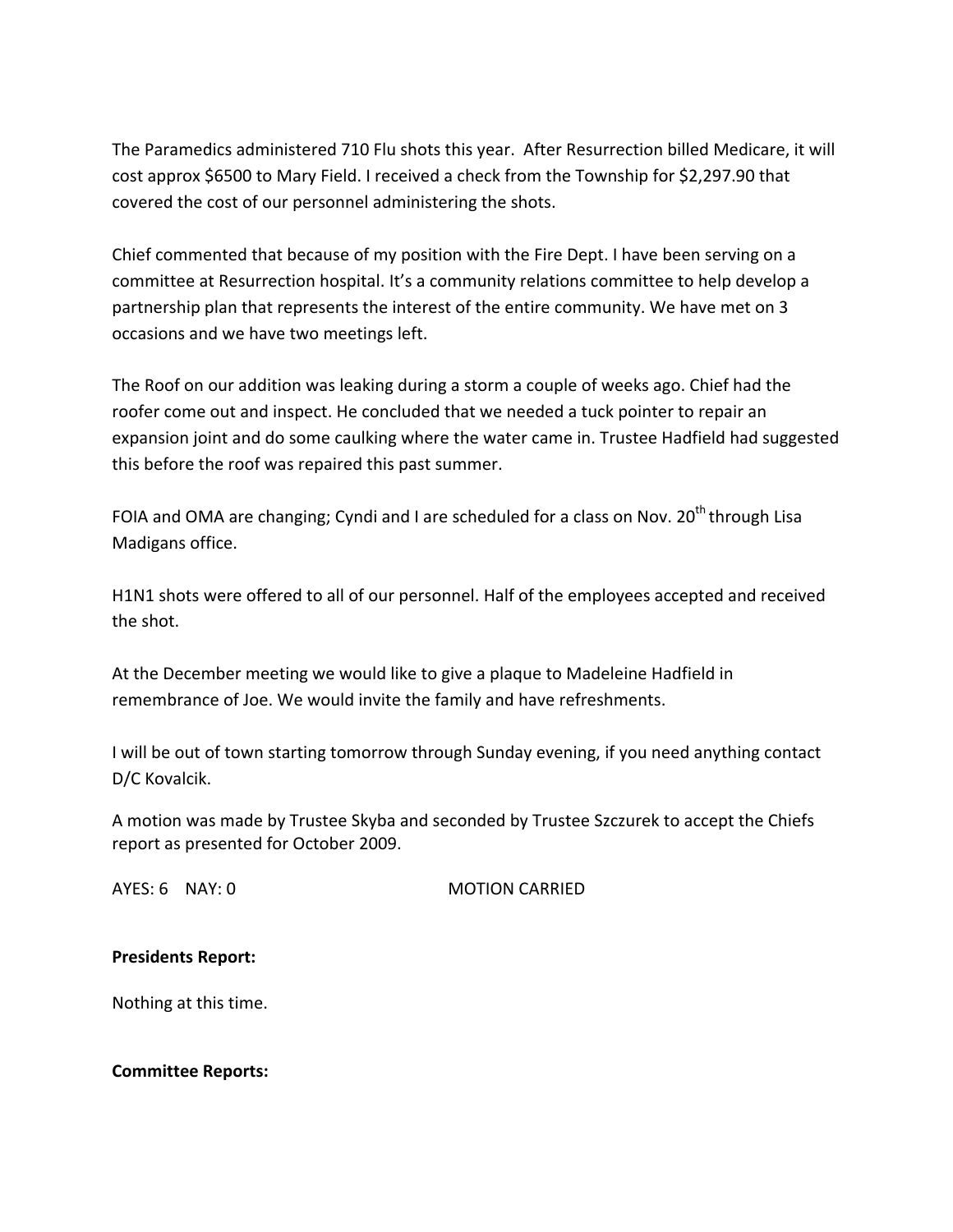The Paramedics administered 710 Flu shots this year. After Resurrection billed Medicare, it will cost approx $6500 to Mary Field. I received a check from the Township for $2,297.90 that covered the cost of our personnel administering the shots.

Chief commented that because of my position with the Fire Dept. I have been serving on a committee at Resurrection hospital. It's a community relations committee to help develop a partnership plan that represents the interest of the entire community. We have met on 3 occasions and we have two meetings left.

The Roof on our addition was leaking during a storm a couple of weeks ago. Chief had the roofer come out and inspect. He concluded that we needed a tuck pointer to repair an expansion joint and do some caulking where the water came in. Trustee Hadfield had suggested this before the roof was repaired this past summer.

FOIA and OMA are changing; Cyndi and I are scheduled for a class on Nov. 20th through Lisa Madigans office.

H1N1 shots were offered to all of our personnel. Half of the employees accepted and received the shot.

At the December meeting we would like to give a plaque to Madeleine Hadfield in remembrance of Joe. We would invite the family and have refreshments.

I will be out of town starting tomorrow through Sunday evening, if you need anything contact D/C Kovalcik.

A motion was made by Trustee Skyba and seconded by Trustee Szczurek to accept the Chiefs report as presented for October 2009.

AYES: 6 NAY: 0 MOTION CARRIED

**Presidents Report:**

Nothing at this time.

**Committee Reports:**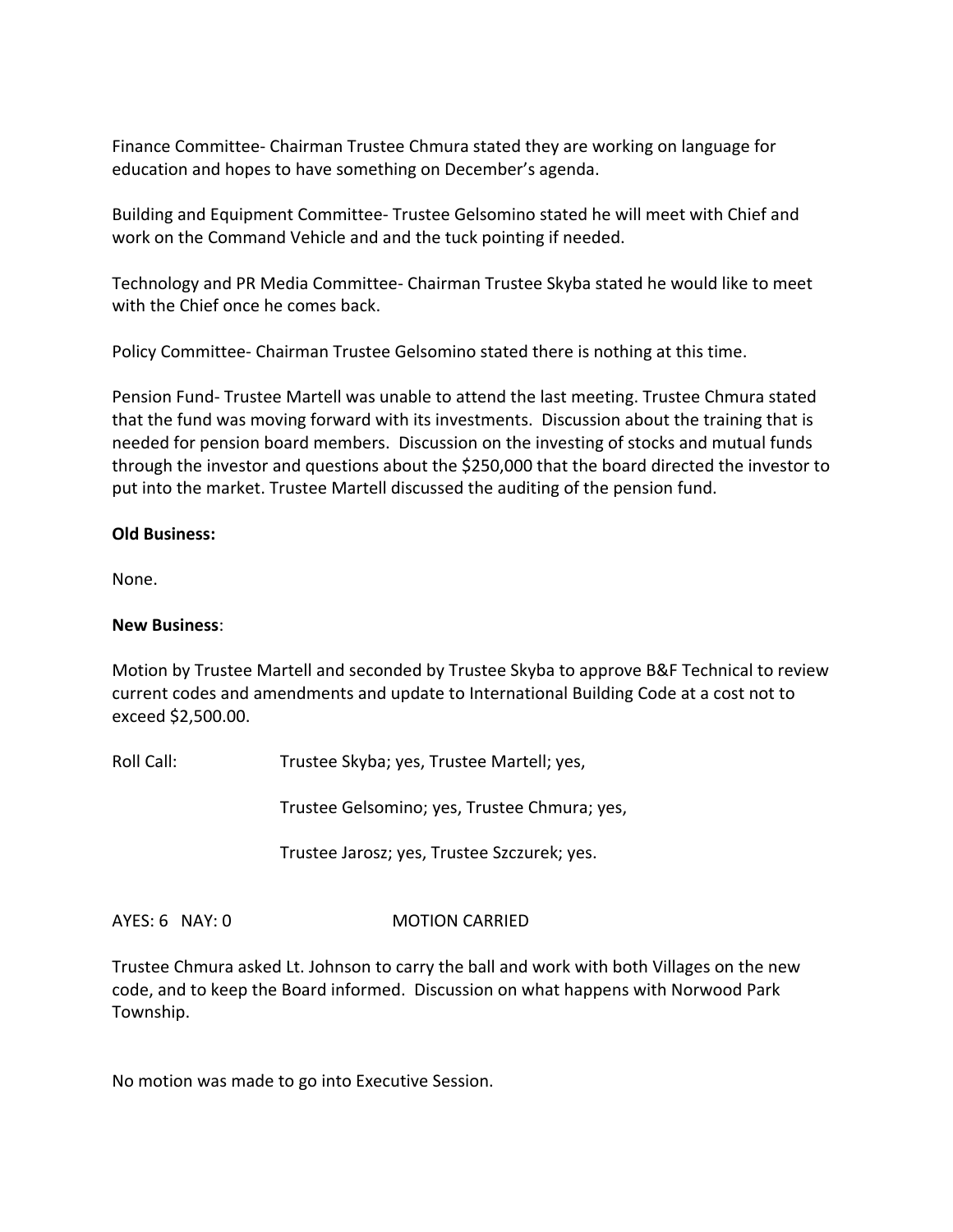Finance Committee- Chairman Trustee Chmura stated they are working on language for education and hopes to have something on December's agenda.

Building and Equipment Committee- Trustee Gelsomino stated he will meet with Chief and work on the Command Vehicle and and the tuck pointing if needed.

Technology and PR Media Committee- Chairman Trustee Skyba stated he would like to meet with the Chief once he comes back.

Policy Committee- Chairman Trustee Gelsomino stated there is nothing at this time.

Pension Fund- Trustee Martell was unable to attend the last meeting. Trustee Chmura stated that the fund was moving forward with its investments. Discussion about the training that is needed for pension board members. Discussion on the investing of stocks and mutual funds through the investor and questions about the $250,000 that the board directed the investor to put into the market. Trustee Martell discussed the auditing of the pension fund.

**Old Business:**

None.

**New Business**:

Motion by Trustee Martell and seconded by Trustee Skyba to approve B&F Technical to review current codes and amendments and update to International Building Code at a cost not to exceed $2,500.00.

Roll Call: Trustee Skyba; yes, Trustee Martell; yes,

Trustee Gelsomino; yes, Trustee Chmura; yes,

Trustee Jarosz; yes, Trustee Szczurek; yes.

AYES: 6 NAY: 0 MOTION CARRIED

Trustee Chmura asked Lt. Johnson to carry the ball and work with both Villages on the new code, and to keep the Board informed. Discussion on what happens with Norwood Park Township.

No motion was made to go into Executive Session.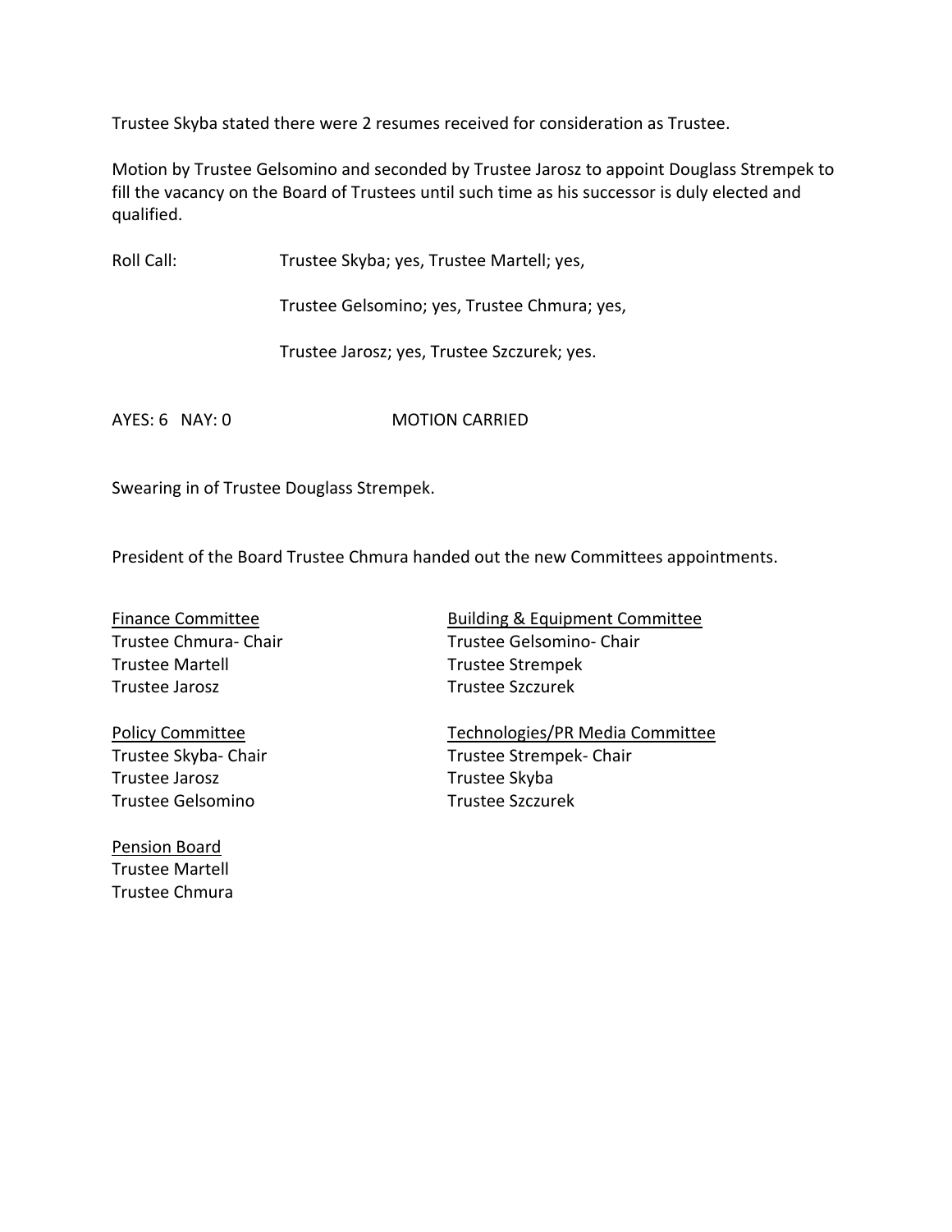Trustee Skyba stated there were 2 resumes received for consideration as Trustee.

Motion by Trustee Gelsomino and seconded by Trustee Jarosz to appoint Douglass Strempek to fill the vacancy on the Board of Trustees until such time as his successor is duly elected and qualified.

Roll Call: Trustee Skyba; yes, Trustee Martell; yes,

Trustee Gelsomino; yes, Trustee Chmura; yes,

Trustee Jarosz; yes, Trustee Szczurek; yes.

AYES: 6 NAY: 0 MOTION CARRIED

Swearing in of Trustee Douglass Strempek.

President of the Board Trustee Chmura handed out the new Committees appointments.

<u>Finance Committee</u>
Trustee Chmura- Chair
Trustee Martell
Trustee Jarosz

<u>Policy Committee</u>
Trustee Skyba- Chair
Trustee Jarosz
Trustee Gelsomino

<u>Pension Board</u>
Trustee Martell
Trustee Chmura

<u>Building & Equipment Committee</u>
Trustee Gelsomino- Chair
Trustee Strempek
Trustee Szczurek

<u>Technologies/PR Media Committee</u>
Trustee Strempek- Chair
Trustee Skyba
Trustee Szczurek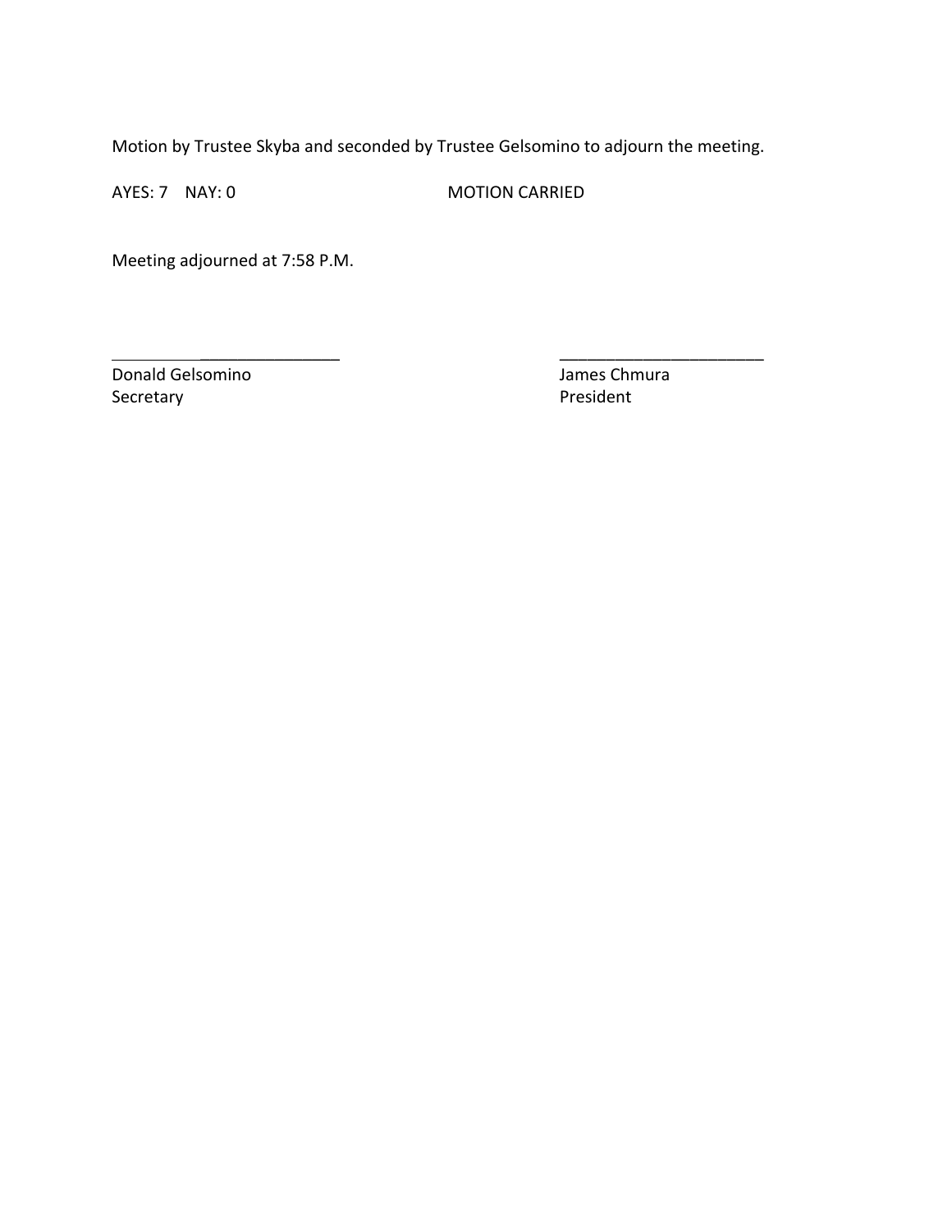Motion by Trustee Skyba and seconded by Trustee Gelsomino to adjourn the meeting.

AYES: 7 NAY: 0 MOTION CARRIED

Meeting adjourned at 7:58 P.M.

| | |
|---|---|
| _________________________ | _______________________ |
| Donald Gelsomino | James Chmura |
| Secretary | President |